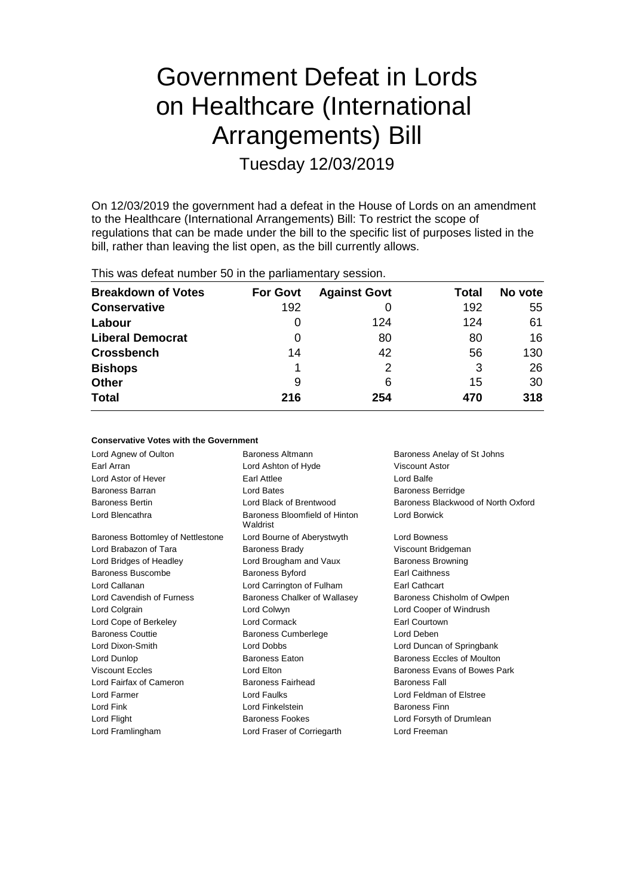# Government Defeat in Lords on Healthcare (International Arrangements) Bill

## Tuesday 12/03/2019

On 12/03/2019 the government had a defeat in the House of Lords on an amendment to the Healthcare (International Arrangements) Bill: To restrict the scope of regulations that can be made under the bill to the specific list of purposes listed in the bill, rather than leaving the list open, as the bill currently allows.

This was defeat number 50 in the parliamentary session.

| Breakdown of Votes | For Govt | Against Govt | Total | No vote |
|---|---|---|---|---|
| **Conservative** | 192 | 0 | 192 | 55 |
| **Labour** | 0 | 124 | 124 | 61 |
| **Liberal Democrat** | 0 | 80 | 80 | 16 |
| **Crossbench** | 14 | 42 | 56 | 130 |
| **Bishops** | 1 | 2 | 3 | 26 |
| **Other** | 9 | 6 | 15 | 30 |
| **Total** | **216** | **254** | **470** | **318** |

#### Conservative Votes with the Government

Lord Agnew of Oulton
Baroness Altmann
Baroness Anelay of St Johns
Earl Arran
Lord Ashton of Hyde
Viscount Astor
Lord Astor of Hever
Earl Attlee
Lord Balfe
Baroness Barran
Lord Bates
Baroness Berridge
Baroness Bertin
Lord Black of Brentwood
Baroness Blackwood of North Oxford
Lord Blencathra
Baroness Bloomfield of Hinton Waldrist
Lord Borwick
Baroness Bottomley of Nettlestone
Lord Bourne of Aberystwyth
Lord Bowness
Lord Brabazon of Tara
Baroness Brady
Viscount Bridgeman
Lord Bridges of Headley
Lord Brougham and Vaux
Baroness Browning
Baroness Buscombe
Baroness Byford
Earl Caithness
Lord Callanan
Lord Carrington of Fulham
Earl Cathcart
Lord Cavendish of Furness
Baroness Chalker of Wallasey
Baroness Chisholm of Owlpen
Lord Colgrain
Lord Colwyn
Lord Cooper of Windrush
Lord Cope of Berkeley
Lord Cormack
Earl Courtown
Baroness Couttie
Baroness Cumberlege
Lord Deben
Lord Dixon-Smith
Lord Dobbs
Lord Duncan of Springbank
Lord Dunlop
Baroness Eaton
Baroness Eccles of Moulton
Viscount Eccles
Lord Elton
Baroness Evans of Bowes Park
Lord Fairfax of Cameron
Baroness Fairhead
Baroness Fall
Lord Farmer
Lord Faulks
Lord Feldman of Elstree
Lord Fink
Lord Finkelstein
Baroness Finn
Lord Flight
Baroness Fookes
Lord Forsyth of Drumlean
Lord Framlingham
Lord Fraser of Corriegarth
Lord Freeman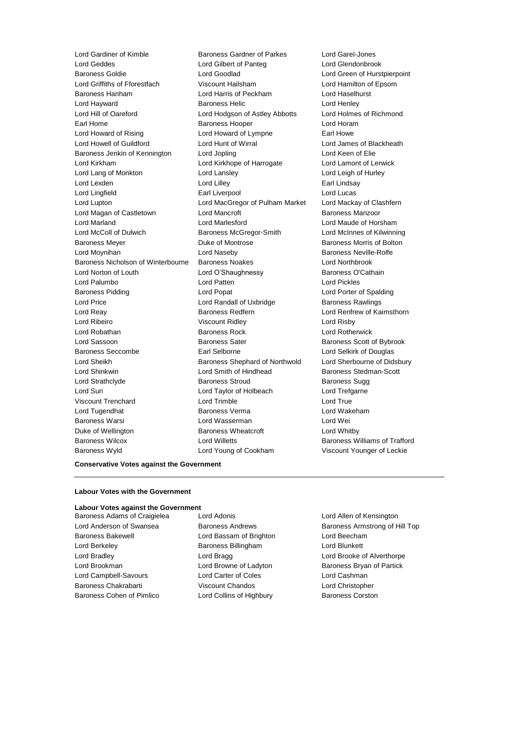Lord Gardiner of Kimble
Baroness Gardner of Parkes
Lord Garel-Jones
Lord Geddes
Lord Gilbert of Panteg
Lord Glendonbrook
Baroness Goldie
Lord Goodlad
Lord Green of Hurstpierpoint
Lord Griffiths of Fforestfach
Viscount Hailsham
Lord Hamilton of Epsom
Baroness Hanham
Lord Harris of Peckham
Lord Haselhurst
Lord Hayward
Baroness Helic
Lord Henley
Lord Hill of Oareford
Lord Hodgson of Astley Abbotts
Lord Holmes of Richmond
Earl Home
Baroness Hooper
Lord Horam
Lord Howard of Rising
Lord Howard of Lympne
Earl Howe
Lord Howell of Guildford
Lord Hunt of Wirral
Lord James of Blackheath
Baroness Jenkin of Kennington
Lord Jopling
Lord Keen of Elie
Lord Kirkham
Lord Kirkhope of Harrogate
Lord Lamont of Lerwick
Lord Lang of Monkton
Lord Lansley
Lord Leigh of Hurley
Lord Lexden
Lord Lilley
Earl Lindsay
Lord Lingfield
Earl Liverpool
Lord Lucas
Lord Lupton
Lord MacGregor of Pulham Market
Lord Mackay of Clashfern
Lord Magan of Castletown
Lord Mancroft
Baroness Manzoor
Lord Marland
Lord Marlesford
Lord Maude of Horsham
Lord McColl of Dulwich
Baroness McGregor-Smith
Lord McInnes of Kilwinning
Baroness Meyer
Duke of Montrose
Baroness Morris of Bolton
Lord Moynihan
Lord Naseby
Baroness Neville-Rolfe
Baroness Nicholson of Winterbourne
Baroness Noakes
Lord Northbrook
Lord Norton of Louth
Lord O'Shaughnessy
Baroness O'Cathain
Lord Palumbo
Lord Patten
Lord Pickles
Baroness Pidding
Lord Popat
Lord Porter of Spalding
Lord Price
Lord Randall of Uxbridge
Baroness Rawlings
Lord Reay
Baroness Redfern
Lord Renfrew of Kaimsthorn
Lord Ribeiro
Viscount Ridley
Lord Risby
Lord Robathan
Baroness Rock
Lord Rotherwick
Lord Sassoon
Baroness Sater
Baroness Scott of Bybrook
Baroness Seccombe
Earl Selborne
Lord Selkirk of Douglas
Lord Sheikh
Baroness Shephard of Northwold
Lord Sherbourne of Didsbury
Lord Shinkwin
Lord Smith of Hindhead
Baroness Stedman-Scott
Lord Strathclyde
Baroness Stroud
Baroness Sugg
Lord Suri
Lord Taylor of Holbeach
Lord Trefgarne
Viscount Trenchard
Lord Trimble
Lord True
Lord Tugendhat
Baroness Verma
Lord Wakeham
Baroness Warsi
Lord Wasserman
Lord Wei
Duke of Wellington
Baroness Wheatcroft
Lord Whitby
Baroness Wilcox
Lord Willetts
Baroness Williams of Trafford
Baroness Wyld
Lord Young of Cookham
Viscount Younger of Leckie

**Conservative Votes against the Government**

---

**Labour Votes with the Government**

**Labour Votes against the Government**

Baroness Adams of Craigielea
Lord Adonis
Lord Allen of Kensington
Lord Anderson of Swansea
Baroness Andrews
Baroness Armstrong of Hill Top
Baroness Bakewell
Lord Bassam of Brighton
Lord Beecham
Lord Berkeley
Baroness Billingham
Lord Blunkett
Lord Bradley
Lord Bragg
Lord Brooke of Alverthorpe
Lord Brookman
Lord Browne of Ladyton
Baroness Bryan of Partick
Lord Campbell-Savours
Lord Carter of Coles
Lord Cashman
Baroness Chakrabarti
Viscount Chandos
Lord Christopher
Baroness Cohen of Pimlico
Lord Collins of Highbury
Baroness Corston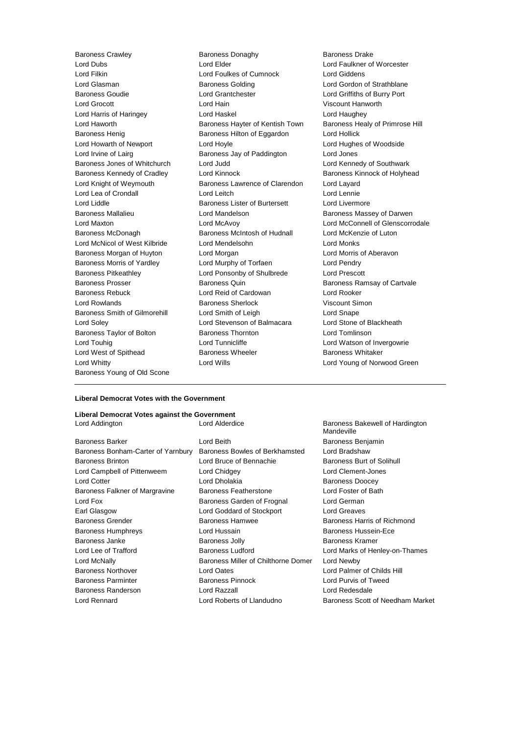Baroness Crawley
Baroness Donaghy
Baroness Drake
Lord Dubs
Lord Elder
Lord Faulkner of Worcester
Lord Filkin
Lord Foulkes of Cumnock
Lord Giddens
Lord Glasman
Baroness Golding
Lord Gordon of Strathblane
Baroness Goudie
Lord Grantchester
Lord Griffiths of Burry Port
Lord Grocott
Lord Hain
Viscount Hanworth
Lord Harris of Haringey
Lord Haskel
Lord Haughey
Lord Haworth
Baroness Hayter of Kentish Town
Baroness Healy of Primrose Hill
Baroness Henig
Baroness Hilton of Eggardon
Lord Hollick
Lord Howarth of Newport
Lord Hoyle
Lord Hughes of Woodside
Lord Irvine of Lairg
Baroness Jay of Paddington
Lord Jones
Baroness Jones of Whitchurch
Lord Judd
Lord Kennedy of Southwark
Baroness Kennedy of Cradley
Lord Kinnock
Baroness Kinnock of Holyhead
Lord Knight of Weymouth
Baroness Lawrence of Clarendon
Lord Layard
Lord Lea of Crondall
Lord Leitch
Lord Lennie
Lord Liddle
Baroness Lister of Burtersett
Lord Livermore
Baroness Mallalieu
Lord Mandelson
Baroness Massey of Darwen
Lord Maxton
Lord McAvoy
Lord McConnell of Glenscorrodale
Baroness McDonagh
Baroness McIntosh of Hudnall
Lord McKenzie of Luton
Lord McNicol of West Kilbride
Lord Mendelsohn
Lord Monks
Baroness Morgan of Huyton
Lord Morgan
Lord Morris of Aberavon
Baroness Morris of Yardley
Lord Murphy of Torfaen
Lord Pendry
Baroness Pitkeathley
Lord Ponsonby of Shulbrede
Lord Prescott
Baroness Prosser
Baroness Quin
Baroness Ramsay of Cartvale
Baroness Rebuck
Lord Reid of Cardowan
Lord Rooker
Lord Rowlands
Baroness Sherlock
Viscount Simon
Baroness Smith of Gilmorehill
Lord Smith of Leigh
Lord Snape
Lord Soley
Lord Stevenson of Balmacara
Lord Stone of Blackheath
Baroness Taylor of Bolton
Baroness Thornton
Lord Tomlinson
Lord Touhig
Lord Tunnicliffe
Lord Watson of Invergowrie
Lord West of Spithead
Baroness Wheeler
Baroness Whitaker
Lord Whitty
Lord Wills
Lord Young of Norwood Green
Baroness Young of Old Scone

---

**Liberal Democrat Votes with the Government**

**Liberal Democrat Votes against the Government**

Lord Addington
Lord Alderdice
Baroness Bakewell of Hardington Mandeville
Baroness Barker
Lord Beith
Baroness Benjamin
Baroness Bonham-Carter of Yarnbury
Baroness Bowles of Berkhamsted
Lord Bradshaw
Baroness Brinton
Lord Bruce of Bennachie
Baroness Burt of Solihull
Lord Campbell of Pittenweem
Lord Chidgey
Lord Clement-Jones
Lord Cotter
Lord Dholakia
Baroness Doocey
Baroness Falkner of Margravine
Baroness Featherstone
Lord Foster of Bath
Lord Fox
Baroness Garden of Frognal
Lord German
Earl Glasgow
Lord Goddard of Stockport
Lord Greaves
Baroness Grender
Baroness Hamwee
Baroness Harris of Richmond
Baroness Humphreys
Lord Hussain
Baroness Hussein-Ece
Baroness Janke
Baroness Jolly
Baroness Kramer
Lord Lee of Trafford
Baroness Ludford
Lord Marks of Henley-on-Thames
Lord McNally
Baroness Miller of Chilthorne Domer
Lord Newby
Baroness Northover
Lord Oates
Lord Palmer of Childs Hill
Baroness Parminter
Baroness Pinnock
Lord Purvis of Tweed
Baroness Randerson
Lord Razzall
Lord Redesdale
Lord Rennard
Lord Roberts of Llandudno
Baroness Scott of Needham Market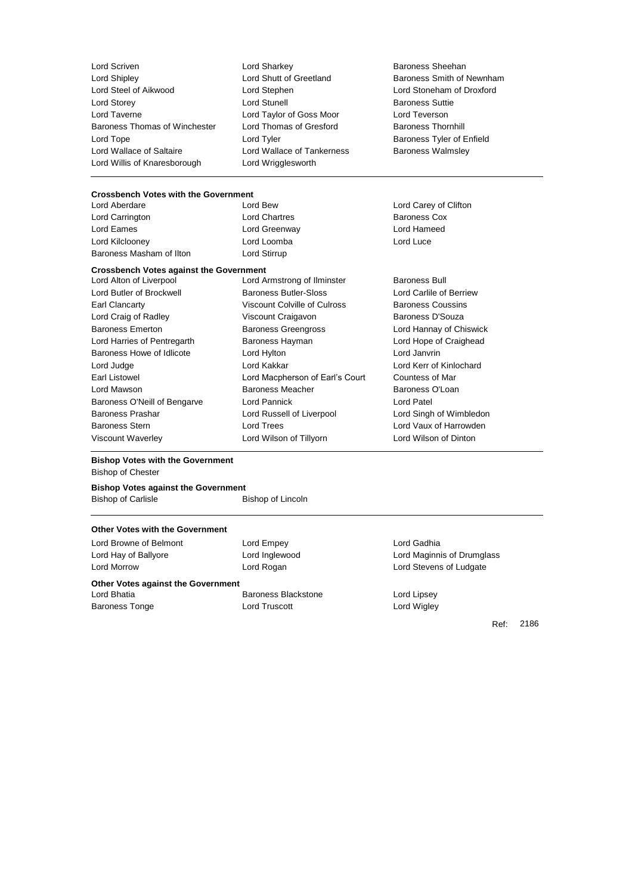Lord Scriven
Lord Sharkey
Baroness Sheehan
Lord Shipley
Lord Shutt of Greetland
Baroness Smith of Newnham
Lord Steel of Aikwood
Lord Stephen
Lord Stoneham of Droxford
Lord Storey
Lord Stunell
Baroness Suttie
Lord Taverne
Lord Taylor of Goss Moor
Lord Teverson
Baroness Thomas of Winchester
Lord Thomas of Gresford
Baroness Thornhill
Lord Tope
Lord Tyler
Baroness Tyler of Enfield
Lord Wallace of Saltaire
Lord Wallace of Tankerness
Baroness Walmsley
Lord Willis of Knaresborough
Lord Wrigglesworth

**Crossbench Votes with the Government**

Lord Aberdare
Lord Bew
Lord Carey of Clifton
Lord Carrington
Lord Chartres
Baroness Cox
Lord Eames
Lord Greenway
Lord Hameed
Lord Kilclooney
Lord Loomba
Lord Luce
Baroness Masham of Ilton
Lord Stirrup

**Crossbench Votes against the Government**

Lord Alton of Liverpool
Lord Armstrong of Ilminster
Baroness Bull
Lord Butler of Brockwell
Baroness Butler-Sloss
Lord Carlile of Berriew
Earl Clancarty
Viscount Colville of Culross
Baroness Coussins
Lord Craig of Radley
Viscount Craigavon
Baroness D'Souza
Baroness Emerton
Baroness Greengross
Lord Hannay of Chiswick
Lord Harries of Pentregarth
Baroness Hayman
Lord Hope of Craighead
Baroness Howe of Idlicote
Lord Hylton
Lord Janvrin
Lord Judge
Lord Kakkar
Lord Kerr of Kinlochard
Earl Listowel
Lord Macpherson of Earl's Court
Countess of Mar
Lord Mawson
Baroness Meacher
Baroness O'Loan
Baroness O'Neill of Bengarve
Lord Pannick
Lord Patel
Baroness Prashar
Lord Russell of Liverpool
Lord Singh of Wimbledon
Baroness Stern
Lord Trees
Lord Vaux of Harrowden
Viscount Waverley
Lord Wilson of Tillyorn
Lord Wilson of Dinton

**Bishop Votes with the Government**

Bishop of Chester

**Bishop Votes against the Government**

Bishop of Carlisle
Bishop of Lincoln

**Other Votes with the Government**

Lord Browne of Belmont
Lord Empey
Lord Gadhia
Lord Hay of Ballyore
Lord Inglewood
Lord Maginnis of Drumglass
Lord Morrow
Lord Rogan
Lord Stevens of Ludgate

**Other Votes against the Government**

Lord Bhatia
Baroness Blackstone
Lord Lipsey
Baroness Tonge
Lord Truscott
Lord Wigley

Ref: 2186